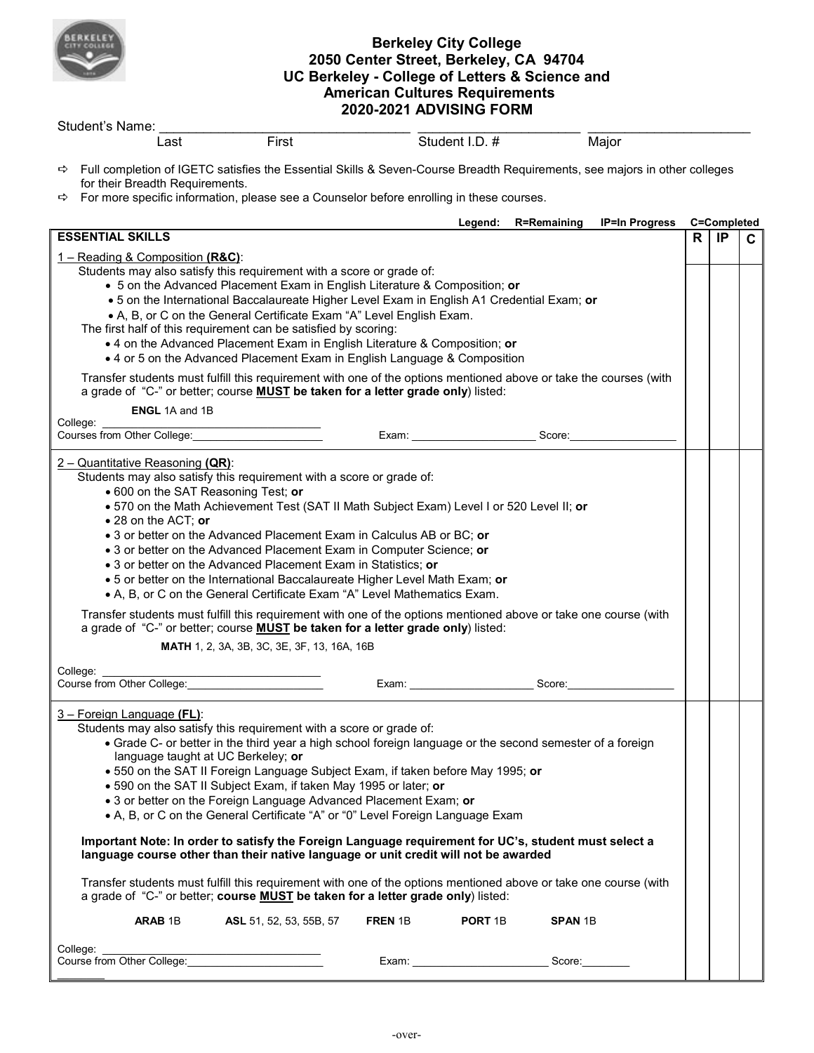# Berkeley City College
## 2050 Center Street, Berkeley, CA 94704
## UC Berkeley - College of Letters & Science and American Cultures Requirements
## 2020-2021 ADVISING FORM

Student's Name: ______________________________ ____________________ ____________________

Last First Student I.D. # Major

⇨ Full completion of IGETC satisfies the Essential Skills & Seven-Course Breadth Requirements, see majors in other colleges for their Breadth Requirements.

⇨ For more specific information, please see a Counselor before enrolling in these courses.

Legend: R=Remaining IP=In Progress C=Completed

| ESSENTIAL SKILLS | R | IP | C |
|---|---|---|---|
| **1 – Reading & Composition (R&C):**<br>Students may also satisfy this requirement with a score or grade of:<br>• 5 on the Advanced Placement Exam in English Literature & Composition; **or**<br>• 5 on the International Baccalaureate Higher Level Exam in English A1 Credential Exam; **or**<br>• A, B, or C on the General Certificate Exam "A" Level English Exam.<br>The first half of this requirement can be satisfied by scoring:<br>• 4 on the Advanced Placement Exam in English Literature & Composition; **or**<br>• 4 or 5 on the Advanced Placement Exam in English Language & Composition<br>Transfer students must fulfill this requirement with one of the options mentioned above or take the courses (with a grade of "C-" or better; course **MUST be taken for a letter grade only**) listed:<br>**ENGL** 1A and 1B<br>College: ____________________<br>Courses from Other College: ____________ Exam: ____________ Score: ____________ | | | |
| **2 – Quantitative Reasoning (QR):**<br>Students may also satisfy this requirement with a score or grade of:<br>• 600 on the SAT Reasoning Test; **or**<br>• 570 on the Math Achievement Test (SAT II Math Subject Exam) Level I or 520 Level II; **or**<br>• 28 on the ACT; **or**<br>• 3 or better on the Advanced Placement Exam in Calculus AB or BC; **or**<br>• 3 or better on the Advanced Placement Exam in Computer Science; **or**<br>• 3 or better on the Advanced Placement Exam in Statistics; **or**<br>• 5 or better on the International Baccalaureate Higher Level Math Exam; **or**<br>• A, B, or C on the General Certificate Exam "A" Level Mathematics Exam.<br>Transfer students must fulfill this requirement with one of the options mentioned above or take one course (with a grade of "C-" or better; course **MUST be taken for a letter grade only**) listed:<br>**MATH** 1, 2, 3A, 3B, 3C, 3E, 3F, 13, 16A, 16B<br>College: ____________________<br>Course from Other College: ____________ Exam: ____________ Score: ____________ | | | |
| **3 – Foreign Language (FL):**<br>Students may also satisfy this requirement with a score or grade of:<br>• Grade C- or better in the third year a high school foreign language or the second semester of a foreign language taught at UC Berkeley; **or**<br>• 550 on the SAT II Foreign Language Subject Exam, if taken before May 1995; **or**<br>• 590 on the SAT II Subject Exam, if taken May 1995 or later; **or**<br>• 3 or better on the Foreign Language Advanced Placement Exam; **or**<br>• A, B, or C on the General Certificate "A" or "0" Level Foreign Language Exam<br>**Important Note: In order to satisfy the Foreign Language requirement for UC's, student must select a language course other than their native language or unit credit will not be awarded**<br>Transfer students must fulfill this requirement with one of the options mentioned above or take one course (with a grade of "C-" or better; **course MUST be taken for a letter grade only**) listed:<br>**ARAB** 1B **ASL** 51, 52, 53, 55B, 57 **FREN** 1B **PORT** 1B **SPAN** 1B<br>College: ____________________<br>Course from Other College: ____________ Exam: ____________ Score: ____________ | | | |

-over-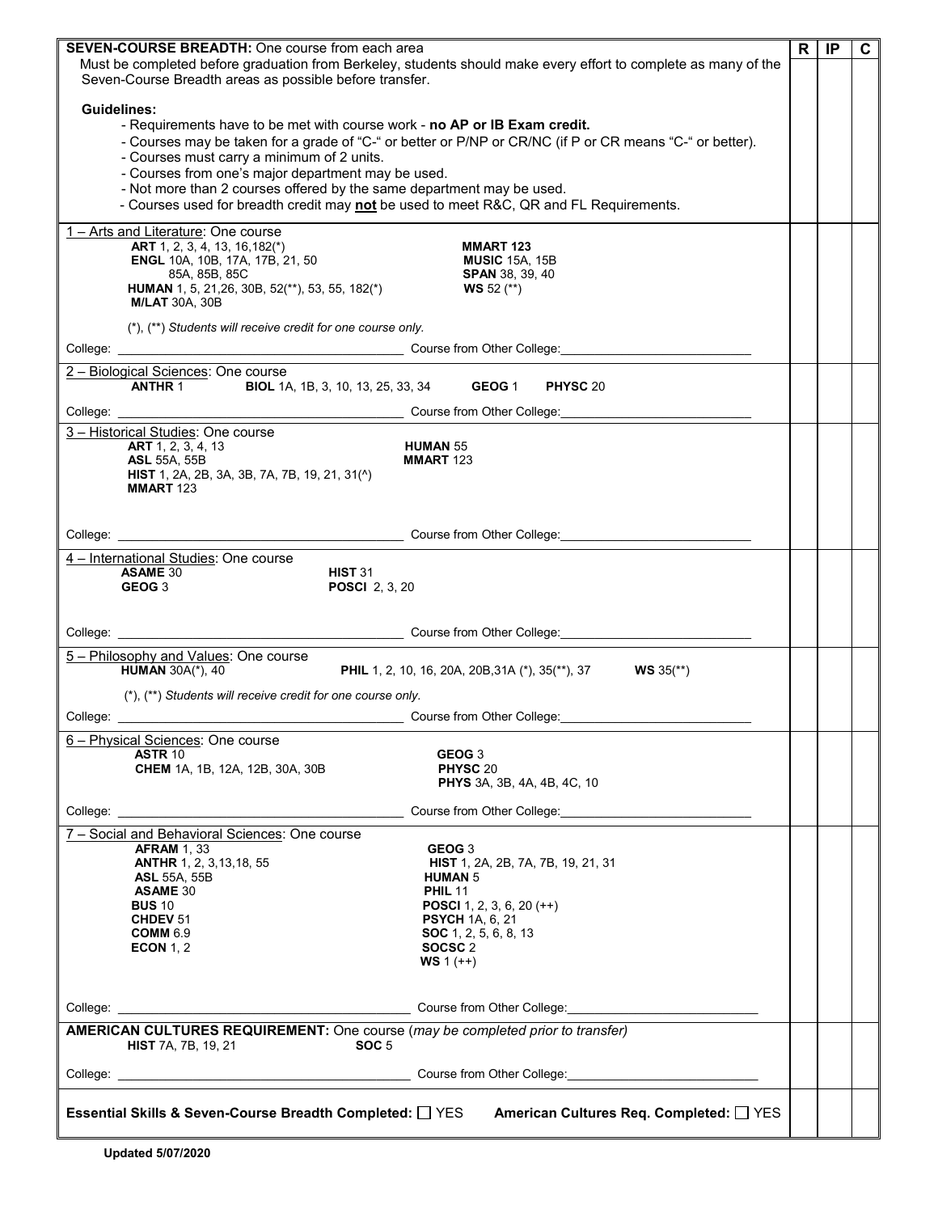| SEVEN-COURSE BREADTH: One course from each area | R | IP | C |
|---|---|---|---|
| Must be completed before graduation from Berkeley, students should make every effort to complete as many of the Seven-Course Breadth areas as possible before transfer. | | | |

**Guidelines:**

- Requirements have to be met with course work - **no AP or IB Exam credit.**
- Courses may be taken for a grade of "C-" or better or P/NP or CR/NC (if P or CR means "C-" or better).
- Courses must carry a minimum of 2 units.
- Courses from one's major department may be used.
- Not more than 2 courses offered by the same department may be used.
- Courses used for breadth credit may **not** be used to meet R&C, QR and FL Requirements.

**1 – Arts and Literature: One course**

**ART** 1, 2, 3, 4, 13, 16,182(*)
**ENGL** 10A, 10B, 17A, 17B, 21, 50, 85A, 85B, 85C
**HUMAN** 1, 5, 21,26, 30B, 52(**), 53, 55, 182(*)
**M/LAT** 30A, 30B
**MMART 123**
**MUSIC** 15A, 15B
**SPAN** 38, 39, 40
**WS** 52 (**)

*(*), (**) Students will receive credit for one course only.*

College: ______________ Course from Other College: ______________

**2 – Biological Sciences: One course**

**ANTHR** 1 **BIOL** 1A, 1B, 3, 10, 13, 25, 33, 34 **GEOG** 1 **PHYSC** 20

College: ______________ Course from Other College: ______________

**3 – Historical Studies: One course**

**ART** 1, 2, 3, 4, 13
**ASL** 55A, 55B
**HIST** 1, 2A, 2B, 3A, 3B, 7A, 7B, 19, 21, 31(^)
**MMART** 123
**HUMAN** 55
**MMART** 123

College: ______________ Course from Other College: ______________

**4 – International Studies: One course**

**ASAME** 30
**GEOG** 3
**HIST** 31
**POSCI** 2, 3, 20

College: ______________ Course from Other College: ______________

**5 – Philosophy and Values: One course**

**HUMAN** 30A(*), 40 **PHIL** 1, 2, 10, 16, 20A, 20B,31A (*), 35(**), 37 **WS** 35(**)

*(*), (**) Students will receive credit for one course only.*

College: ______________ Course from Other College: ______________

**6 – Physical Sciences: One course**

**ASTR** 10
**CHEM** 1A, 1B, 12A, 12B, 30A, 30B
**GEOG** 3
**PHYSC** 20
**PHYS** 3A, 3B, 4A, 4B, 4C, 10

College: ______________ Course from Other College: ______________

**7 – Social and Behavioral Sciences: One course**

**AFRAM** 1, 33
**ANTHR** 1, 2, 3,13,18, 55
**ASL** 55A, 55B
**ASAME** 30
**BUS** 10
**CHDEV** 51
**COMM** 6.9
**ECON** 1, 2
**GEOG** 3
**HIST** 1, 2A, 2B, 7A, 7B, 19, 21, 31
**HUMAN** 5
**PHIL** 11
**POSCI** 1, 2, 3, 6, 20 (++)
**PSYCH** 1A, 6, 21
**SOC** 1, 2, 5, 6, 8, 13
**SOCSC** 2
**WS** 1 (++)

College: ______________ Course from Other College: ______________

**AMERICAN CULTURES REQUIREMENT:** One course (*may be completed prior to transfer*)

**HIST** 7A, 7B, 19, 21 **SOC** 5

College: ______________ Course from Other College: ______________

**Essential Skills & Seven-Course Breadth Completed:** ☐ YES **American Cultures Req. Completed:** ☐ YES

**Updated 5/07/2020**